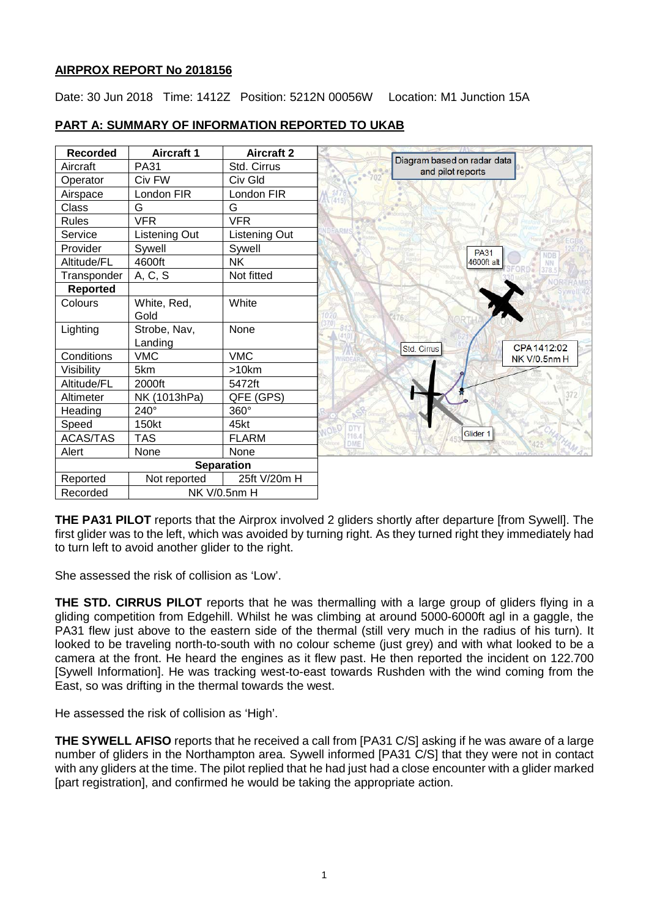**AIRPROX REPORT No 2018156**

Date: 30 Jun 2018 Time: 1412Z Position: 5212N 00056W Location: M1 Junction 15A

**PART A: SUMMARY OF INFORMATION REPORTED TO UKAB**

| Recorded | Aircraft 1 | Aircraft 2 |
|---|---|---|
| Aircraft | PA31 | Std. Cirrus |
| Operator | Civ FW | Civ Gld |
| Airspace | London FIR | London FIR |
| Class | G | G |
| Rules | VFR | VFR |
| Service | Listening Out | Listening Out |
| Provider | Sywell | Sywell |
| Altitude/FL | 4600ft | NK |
| Transponder | A, C, S | Not fitted |
| **Reported** | | |
| Colours | White, Red, Gold | White |
| Lighting | Strobe, Nav, Landing | None |
| Conditions | VMC | VMC |
| Visibility | 5km | >10km |
| Altitude/FL | 2000ft | 5472ft |
| Altimeter | NK (1013hPa) | QFE (GPS) |
| Heading | 240° | 360° |
| Speed | 150kt | 45kt |
| ACAS/TAS | TAS | FLARM |
| Alert | None | None |
| **Separation** | | |
| Reported | Not reported | 25ft V/20m H |
| Recorded | NK V/0.5nm H | |

Diagram based on radar data and pilot reports

**THE PA31 PILOT** reports that the Airprox involved 2 gliders shortly after departure [from Sywell]. The first glider was to the left, which was avoided by turning right. As they turned right they immediately had to turn left to avoid another glider to the right.

She assessed the risk of collision as 'Low'.

**THE STD. CIRRUS PILOT** reports that he was thermalling with a large group of gliders flying in a gliding competition from Edgehill. Whilst he was climbing at around 5000-6000ft agl in a gaggle, the PA31 flew just above to the eastern side of the thermal (still very much in the radius of his turn). It looked to be traveling north-to-south with no colour scheme (just grey) and with what looked to be a camera at the front. He heard the engines as it flew past. He then reported the incident on 122.700 [Sywell Information]. He was tracking west-to-east towards Rushden with the wind coming from the East, so was drifting in the thermal towards the west.

He assessed the risk of collision as 'High'.

**THE SYWELL AFISO** reports that he received a call from [PA31 C/S] asking if he was aware of a large number of gliders in the Northampton area. Sywell informed [PA31 C/S] that they were not in contact with any gliders at the time. The pilot replied that he had just had a close encounter with a glider marked [part registration], and confirmed he would be taking the appropriate action.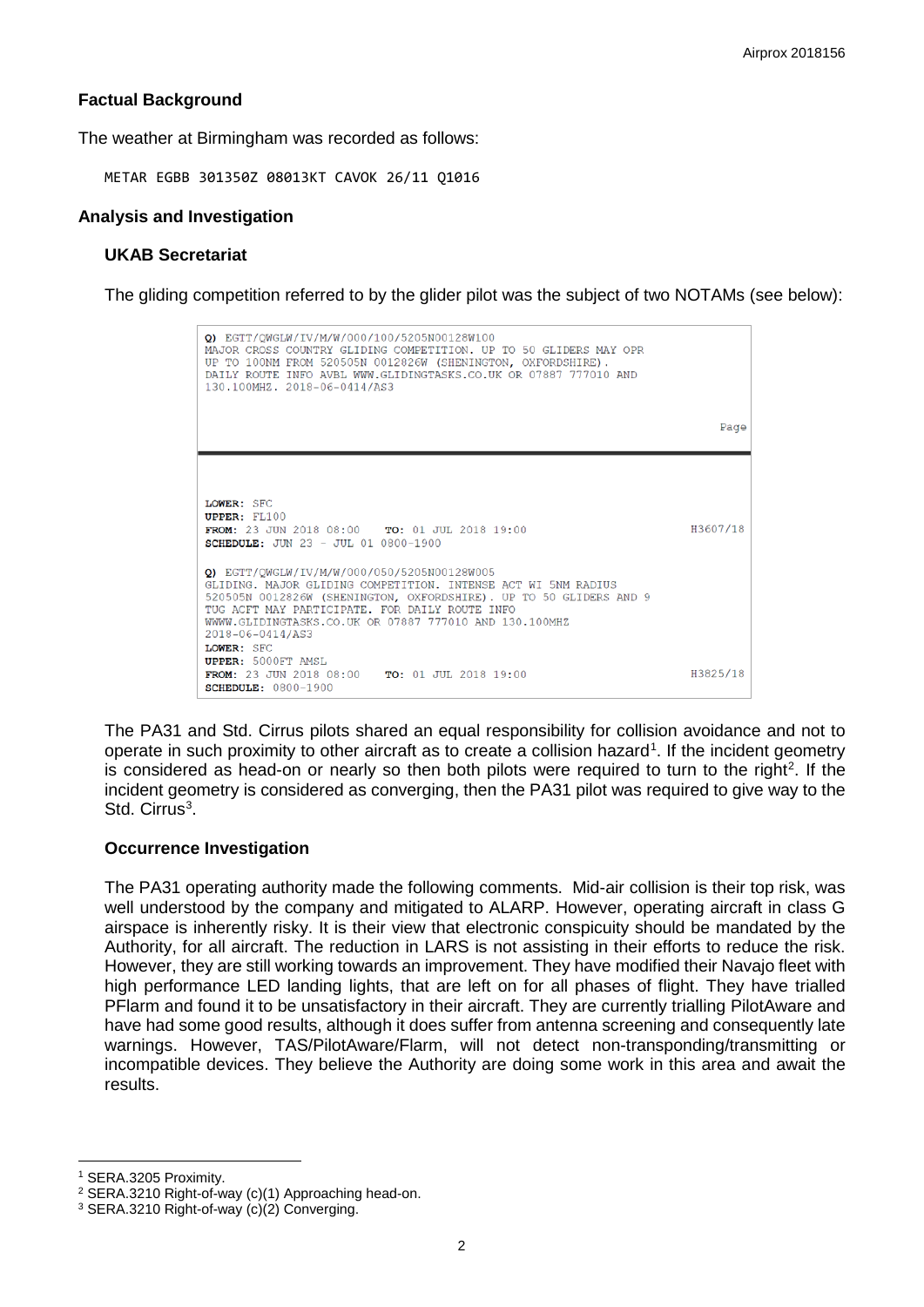## Factual Background

The weather at Birmingham was recorded as follows:

```
METAR EGBB 301350Z 08013KT CAVOK 26/11 Q1016
```

## Analysis and Investigation

### UKAB Secretariat

The gliding competition referred to by the glider pilot was the subject of two NOTAMs (see below):

```
Q) EGTT/QWGLW/IV/M/W/000/100/5205N00128W100
MAJOR CROSS COUNTRY GLIDING COMPETITION. UP TO 50 GLIDERS MAY OPR
UP TO 100NM FROM 520505N 0012826W (SHENINGTON, OXFORDSHIRE).
DAILY ROUTE INFO AVBL WWW.GLIDINGTASKS.CO.UK OR 07887 777010 AND
130.100MHZ. 2018-06-0414/AS3

                                                              Page

LOWER: SFC
UPPER: FL100
FROM: 23 JUN 2018 08:00    TO: 01 JUL 2018 19:00           H3607/18
SCHEDULE: JUN 23 - JUL 01 0800-1900

Q) EGTT/QWGLW/IV/M/W/000/050/5205N00128W005
GLIDING. MAJOR GLIDING COMPETITION. INTENSE ACT WI 5NM RADIUS
520505N 0012826W (SHENINGTON, OXFORDSHIRE). UP TO 50 GLIDERS AND 9
TUG ACFT MAY PARTICIPATE. FOR DAILY ROUTE INFO
WWWW.GLIDINGTASKS.CO.UK OR 07887 777010 AND 130.100MHZ
2018-06-0414/AS3
LOWER: SFC
UPPER: 5000FT AMSL
FROM: 23 JUN 2018 08:00    TO: 01 JUL 2018 19:00           H3825/18
SCHEDULE: 0800-1900
```

The PA31 and Std. Cirrus pilots shared an equal responsibility for collision avoidance and not to operate in such proximity to other aircraft as to create a collision hazard[1]. If the incident geometry is considered as head-on or nearly so then both pilots were required to turn to the right[2]. If the incident geometry is considered as converging, then the PA31 pilot was required to give way to the Std. Cirrus[3].

### Occurrence Investigation

The PA31 operating authority made the following comments. Mid-air collision is their top risk, was well understood by the company and mitigated to ALARP. However, operating aircraft in class G airspace is inherently risky. It is their view that electronic conspicuity should be mandated by the Authority, for all aircraft. The reduction in LARS is not assisting in their efforts to reduce the risk. However, they are still working towards an improvement. They have modified their Navajo fleet with high performance LED landing lights, that are left on for all phases of flight. They have trialled PFlarm and found it to be unsatisfactory in their aircraft. They are currently trialling PilotAware and have had some good results, although it does suffer from antenna screening and consequently late warnings. However, TAS/PilotAware/Flarm, will not detect non-transponding/transmitting or incompatible devices. They believe the Authority are doing some work in this area and await the results.

---

[1] SERA.3205 Proximity.

[2] SERA.3210 Right-of-way (c)(1) Approaching head-on.

[3] SERA.3210 Right-of-way (c)(2) Converging.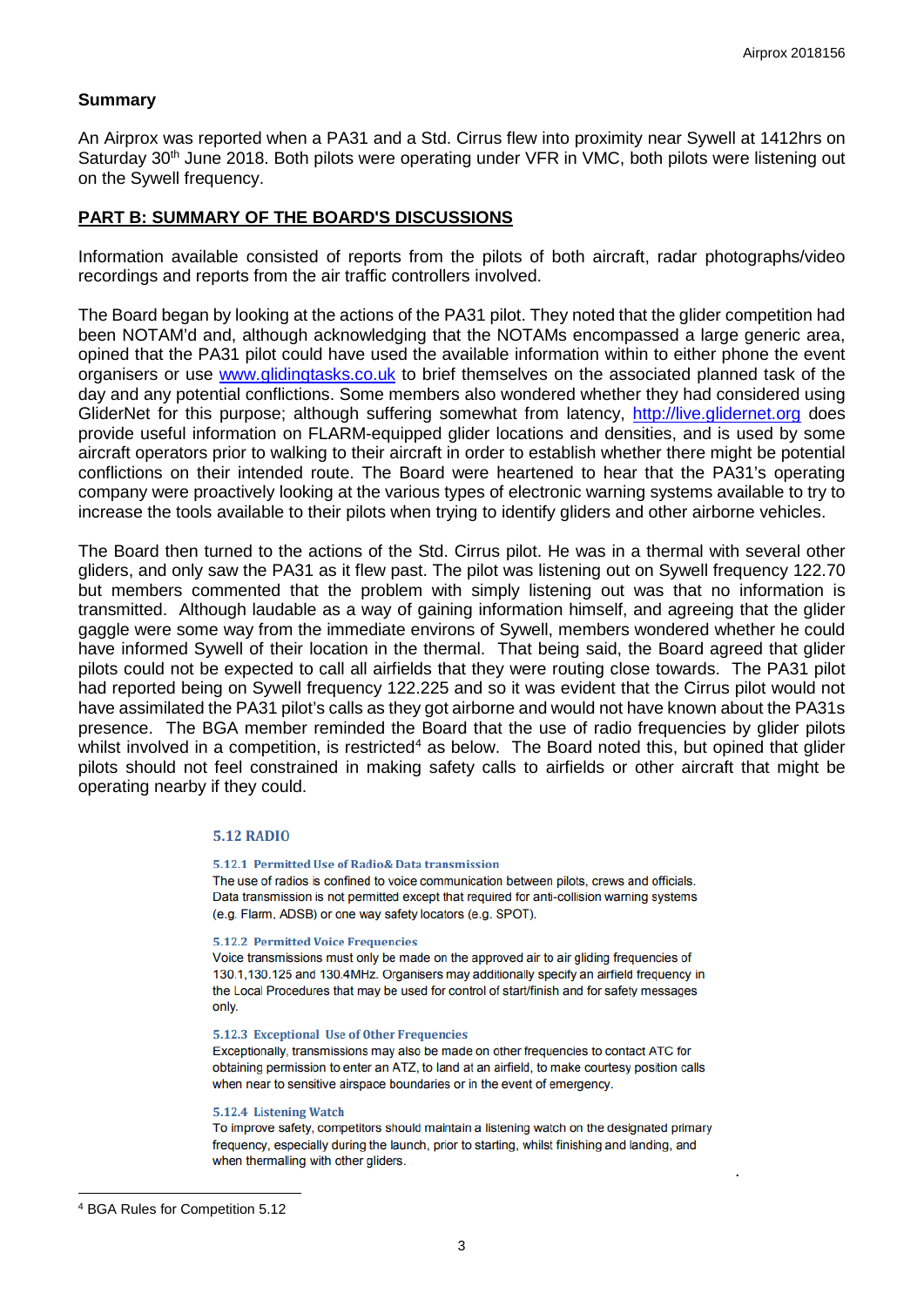### Summary

An Airprox was reported when a PA31 and a Std. Cirrus flew into proximity near Sywell at 1412hrs on Saturday 30th June 2018. Both pilots were operating under VFR in VMC, both pilots were listening out on the Sywell frequency.

## PART B: SUMMARY OF THE BOARD'S DISCUSSIONS

Information available consisted of reports from the pilots of both aircraft, radar photographs/video recordings and reports from the air traffic controllers involved.

The Board began by looking at the actions of the PA31 pilot. They noted that the glider competition had been NOTAM'd and, although acknowledging that the NOTAMs encompassed a large generic area, opined that the PA31 pilot could have used the available information within to either phone the event organisers or use www.glidingtasks.co.uk to brief themselves on the associated planned task of the day and any potential conflictions. Some members also wondered whether they had considered using GliderNet for this purpose; although suffering somewhat from latency, http://live.glidernet.org does provide useful information on FLARM-equipped glider locations and densities, and is used by some aircraft operators prior to walking to their aircraft in order to establish whether there might be potential conflictions on their intended route. The Board were heartened to hear that the PA31's operating company were proactively looking at the various types of electronic warning systems available to try to increase the tools available to their pilots when trying to identify gliders and other airborne vehicles.

The Board then turned to the actions of the Std. Cirrus pilot. He was in a thermal with several other gliders, and only saw the PA31 as it flew past. The pilot was listening out on Sywell frequency 122.70 but members commented that the problem with simply listening out was that no information is transmitted. Although laudable as a way of gaining information himself, and agreeing that the glider gaggle were some way from the immediate environs of Sywell, members wondered whether he could have informed Sywell of their location in the thermal. That being said, the Board agreed that glider pilots could not be expected to call all airfields that they were routing close towards. The PA31 pilot had reported being on Sywell frequency 122.225 and so it was evident that the Cirrus pilot would not have assimilated the PA31 pilot's calls as they got airborne and would not have known about the PA31s presence. The BGA member reminded the Board that the use of radio frequencies by glider pilots whilst involved in a competition, is restricted[4] as below. The Board noted this, but opined that glider pilots should not feel constrained in making safety calls to airfields or other aircraft that might be operating nearby if they could.

#### 5.12 RADIO

##### 5.12.1 Permitted Use of Radio& Data transmission

The use of radios is confined to voice communication between pilots, crews and officials. Data transmission is not permitted except that required for anti-collision warning systems (e.g. Flarm, ADSB) or one way safety locators (e.g. SPOT).

##### 5.12.2 Permitted Voice Frequencies

Voice transmissions must only be made on the approved air to air gliding frequencies of 130.1,130.125 and 130.4MHz. Organisers may additionally specify an airfield frequency in the Local Procedures that may be used for control of start/finish and for safety messages only.

##### 5.12.3 Exceptional Use of Other Frequencies

Exceptionally, transmissions may also be made on other frequencies to contact ATC for obtaining permission to enter an ATZ, to land at an airfield, to make courtesy position calls when near to sensitive airspace boundaries or in the event of emergency.

##### 5.12.4 Listening Watch

To improve safety, competitors should maintain a listening watch on the designated primary frequency, especially during the launch, prior to starting, whilst finishing and landing, and when thermalling with other gliders.

---

[4] BGA Rules for Competition 5.12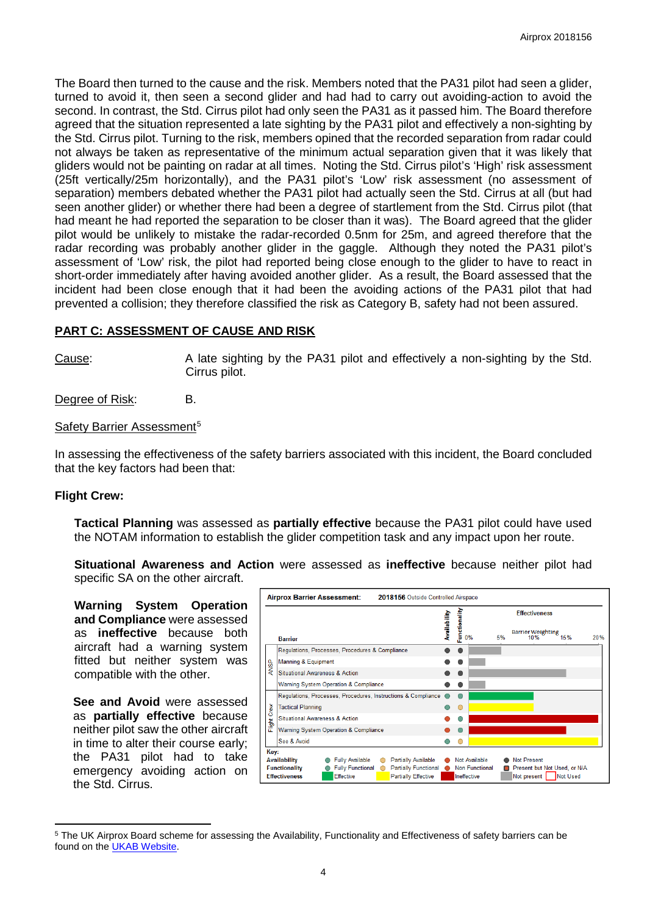The Board then turned to the cause and the risk. Members noted that the PA31 pilot had seen a glider, turned to avoid it, then seen a second glider and had had to carry out avoiding-action to avoid the second. In contrast, the Std. Cirrus pilot had only seen the PA31 as it passed him. The Board therefore agreed that the situation represented a late sighting by the PA31 pilot and effectively a non-sighting by the Std. Cirrus pilot. Turning to the risk, members opined that the recorded separation from radar could not always be taken as representative of the minimum actual separation given that it was likely that gliders would not be painting on radar at all times. Noting the Std. Cirrus pilot's 'High' risk assessment (25ft vertically/25m horizontally), and the PA31 pilot's 'Low' risk assessment (no assessment of separation) members debated whether the PA31 pilot had actually seen the Std. Cirrus at all (but had seen another glider) or whether there had been a degree of startlement from the Std. Cirrus pilot (that had meant he had reported the separation to be closer than it was). The Board agreed that the glider pilot would be unlikely to mistake the radar-recorded 0.5nm for 25m, and agreed therefore that the radar recording was probably another glider in the gaggle. Although they noted the PA31 pilot's assessment of 'Low' risk, the pilot had reported being close enough to the glider to have to react in short-order immediately after having avoided another glider. As a result, the Board assessed that the incident had been close enough that it had been the avoiding actions of the PA31 pilot that had prevented a collision; they therefore classified the risk as Category B, safety had not been assured.

## PART C: ASSESSMENT OF CAUSE AND RISK

Cause: A late sighting by the PA31 pilot and effectively a non-sighting by the Std. Cirrus pilot.

Degree of Risk: B.

Safety Barrier Assessment[5]

In assessing the effectiveness of the safety barriers associated with this incident, the Board concluded that the key factors had been that:

**Flight Crew:**

**Tactical Planning** was assessed as **partially effective** because the PA31 pilot could have used the NOTAM information to establish the glider competition task and any impact upon her route.

**Situational Awareness and Action** were assessed as **ineffective** because neither pilot had specific SA on the other aircraft.

**Warning System Operation and Compliance** were assessed as **ineffective** because both aircraft had a warning system fitted but neither system was compatible with the other.

**See and Avoid** were assessed as **partially effective** because neither pilot saw the other aircraft in time to alter their course early; the PA31 pilot had to take emergency avoiding action on the Std. Cirrus.

Airprox Barrier Assessment: 2018156 Outside Controlled Airspace

Barrier | Availability | Functionality | Effectiveness | Barrier Weighting
0% 5% 10% 15% 20%

ANSP: Regulations, Processes, Procedures & Compliance; Manning & Equipment; Situational Awareness & Action; Warning System Operation & Compliance

Flight Crew: Regulations, Processes, Procedures, Instructions & Compliance; Tactical Planning; Situational Awareness & Action; Warning System Operation & Compliance; See & Avoid

Key:
Availability: Fully Available, Partially Available, Not Available, Not Present
Functionality: Fully Functional, Partially Functional, Non Functional, Present but Not Used, or N/A
Effectiveness: Effective, Partially Effective, Ineffective, Not present, Not Used

[5] The UK Airprox Board scheme for assessing the Availability, Functionality and Effectiveness of safety barriers can be found on the UKAB Website.